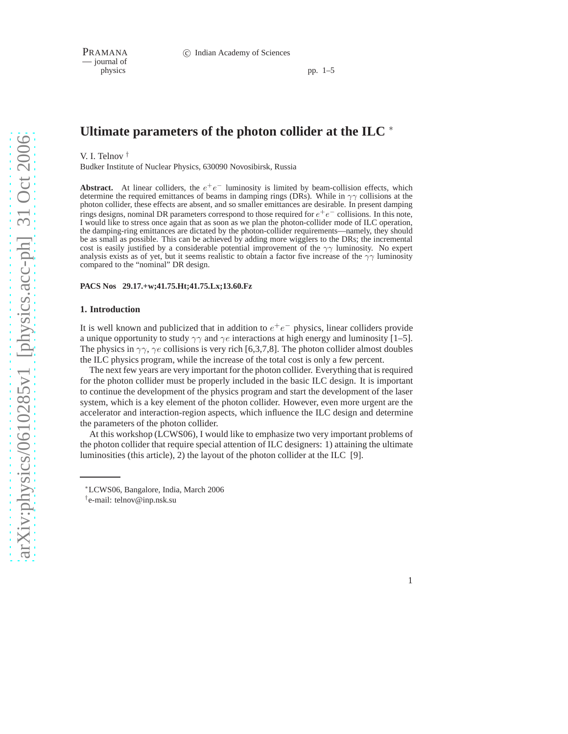# Ultimate parameters of the photon collider at the ILC [*]

V. I. Telnov [†]

Budker Institute of Nuclear Physics, 630090 Novosibirsk, Russia

**Abstract.** At linear colliders, the $e^+e^-$ luminosity is limited by beam-collision effects, which determine the required emittances of beams in damping rings (DRs). While in $\gamma\gamma$ collisions at the photon collider, these effects are absent, and so smaller emittances are desirable. In present damping rings designs, nominal DR parameters correspond to those required for $e^+e^-$ collisions. In this note, I would like to stress once again that as soon as we plan the photon-collider mode of ILC operation, the damping-ring emittances are dictated by the photon-collider requirements—namely, they should be as small as possible. This can be achieved by adding more wigglers to the DRs; the incremental cost is easily justified by a considerable potential improvement of the $\gamma\gamma$ luminosity. No expert analysis exists as of yet, but it seems realistic to obtain a factor five increase of the $\gamma\gamma$ luminosity compared to the "nominal" DR design.

**PACS Nos 29.17.+w;41.75.Ht;41.75.Lx;13.60.Fz**

## 1. Introduction

It is well known and publicized that in addition to $e^+e^-$ physics, linear colliders provide a unique opportunity to study $\gamma\gamma$ and $\gamma e$ interactions at high energy and luminosity [1–5]. The physics in $\gamma\gamma$, $\gamma e$ collisions is very rich [6,3,7,8]. The photon collider almost doubles the ILC physics program, while the increase of the total cost is only a few percent.

The next few years are very important for the photon collider. Everything that is required for the photon collider must be properly included in the basic ILC design. It is important to continue the development of the physics program and start the development of the laser system, which is a key element of the photon collider. However, even more urgent are the accelerator and interaction-region aspects, which influence the ILC design and determine the parameters of the photon collider.

At this workshop (LCWS06), I would like to emphasize two very important problems of the photon collider that require special attention of ILC designers: 1) attaining the ultimate luminosities (this article), 2) the layout of the photon collider at the ILC [9].

---

[*] LCWS06, Bangalore, India, March 2006

[†] e-mail: telnov@inp.nsk.su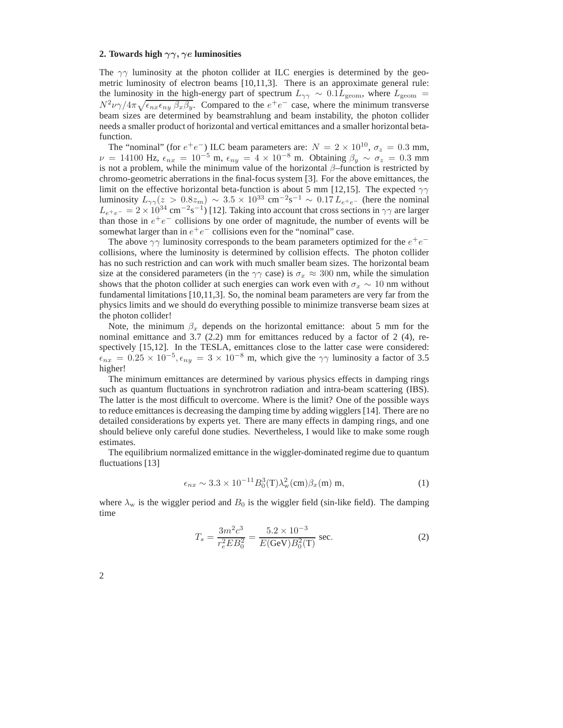## 2. Towards high $\gamma\gamma$, $\gamma e$ luminosities

The $\gamma\gamma$ luminosity at the photon collider at ILC energies is determined by the geometric luminosity of electron beams [10,11,3]. There is an approximate general rule: the luminosity in the high-energy part of spectrum $L_{\gamma\gamma} \sim 0.1 L_{\rm geom}$, where $L_{\rm geom} = N^2 \nu \gamma / 4\pi \sqrt{\epsilon_{nx}\epsilon_{ny}\,\beta_x \beta_y}$. Compared to the $e^+e^-$ case, where the minimum transverse beam sizes are determined by beamstrahlung and beam instability, the photon collider needs a smaller product of horizontal and vertical emittances and a smaller horizontal beta-function.

The "nominal" (for $e^+e^-$) ILC beam parameters are: $N = 2 \times 10^{10}$, $\sigma_z = 0.3$ mm, $\nu = 14100$ Hz, $\epsilon_{nx} = 10^{-5}$ m, $\epsilon_{ny} = 4 \times 10^{-8}$ m. Obtaining $\beta_y \sim \sigma_z = 0.3$ mm is not a problem, while the minimum value of the horizontal $\beta$–function is restricted by chromo-geometric aberrations in the final-focus system [3]. For the above emittances, the limit on the effective horizontal beta-function is about 5 mm [12,15]. The expected $\gamma\gamma$ luminosity $L_{\gamma\gamma}(z > 0.8 z_m) \sim 3.5 \times 10^{33}$ cm$^{-2}$s$^{-1}$ $\sim 0.17\, L_{e^+e^-}$ (here the nominal $L_{e^+e^-} = 2 \times 10^{34}$ cm$^{-2}$s$^{-1}$) [12]. Taking into account that cross sections in $\gamma\gamma$ are larger than those in $e^+e^-$ collisions by one order of magnitude, the number of events will be somewhat larger than in $e^+e^-$ collisions even for the "nominal" case.

The above $\gamma\gamma$ luminosity corresponds to the beam parameters optimized for the $e^+e^-$ collisions, where the luminosity is determined by collision effects. The photon collider has no such restriction and can work with much smaller beam sizes. The horizontal beam size at the considered parameters (in the $\gamma\gamma$ case) is $\sigma_x \approx 300$ nm, while the simulation shows that the photon collider at such energies can work even with $\sigma_x \sim 10$ nm without fundamental limitations [10,11,3]. So, the nominal beam parameters are very far from the physics limits and we should do everything possible to minimize transverse beam sizes at the photon collider!

Note, the minimum $\beta_x$ depends on the horizontal emittance: about 5 mm for the nominal emittance and 3.7 (2.2) mm for emittances reduced by a factor of 2 (4), respectively [15,12]. In the TESLA, emittances close to the latter case were considered: $\epsilon_{nx} = 0.25 \times 10^{-5}, \epsilon_{ny} = 3 \times 10^{-8}$ m, which give the $\gamma\gamma$ luminosity a factor of 3.5 higher!

The minimum emittances are determined by various physics effects in damping rings such as quantum fluctuations in synchrotron radiation and intra-beam scattering (IBS). The latter is the most difficult to overcome. Where is the limit? One of the possible ways to reduce emittances is decreasing the damping time by adding wigglers [14]. There are no detailed considerations by experts yet. There are many effects in damping rings, and one should believe only careful done studies. Nevertheless, I would like to make some rough estimates.

The equilibrium normalized emittance in the wiggler-dominated regime due to quantum fluctuations [13]

$$\epsilon_{nx} \sim 3.3 \times 10^{-11} B_0^3(\mathrm{T}) \lambda_{\rm w}^2(\mathrm{cm}) \beta_x(\mathrm{m})\ \mathrm{m}, \tag{1}$$

where $\lambda_{\rm w}$ is the wiggler period and $B_0$ is the wiggler field (sin-like field). The damping time

$$T_s = \frac{3m^2c^3}{r_e^2 E B_0^2} = \frac{5.2 \times 10^{-3}}{E(\mathrm{GeV}) B_0^2(\mathrm{T})}\ \mathrm{sec}. \tag{2}$$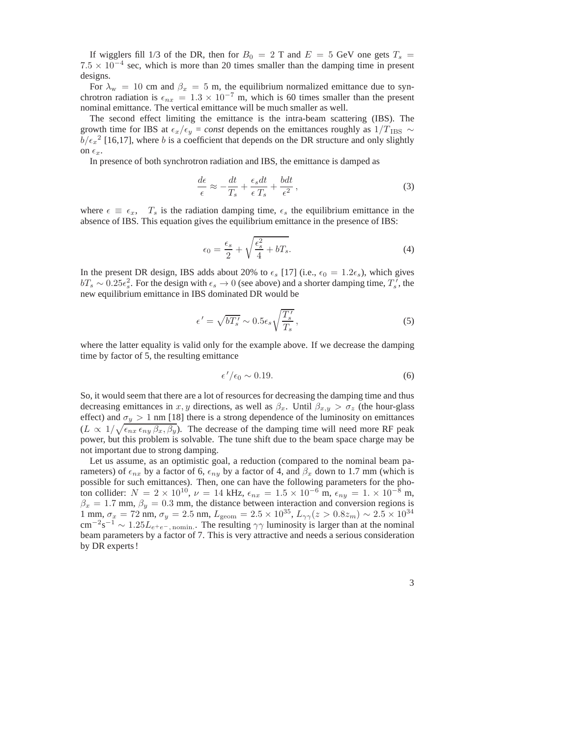If wigglers fill 1/3 of the DR, then for $B_0 = 2$ T and $E = 5$ GeV one gets $T_s = 7.5 \times 10^{-4}$ sec, which is more than 20 times smaller than the damping time in present designs.

For $\lambda_{\rm w} = 10$ cm and $\beta_x = 5$ m, the equilibrium normalized emittance due to synchrotron radiation is $\epsilon_{nx} = 1.3 \times 10^{-7}$ m, which is 60 times smaller than the present nominal emittance. The vertical emittance will be much smaller as well.

The second effect limiting the emittance is the intra-beam scattering (IBS). The growth time for IBS at $\epsilon_x/\epsilon_y$ = *const* depends on the emittances roughly as $1/T_{\rm IBS} \sim b/{\epsilon_x}^2$ [16,17], where $b$ is a coefficient that depends on the DR structure and only slightly on $\epsilon_x$.

In presence of both synchrotron radiation and IBS, the emittance is damped as

$$\frac{d\epsilon}{\epsilon} \approx -\frac{dt}{T_s} + \frac{\epsilon_s dt}{\epsilon\, T_s} + \frac{b dt}{\epsilon^2}\,, \tag{3}$$

where $\epsilon \equiv \epsilon_x$, $T_s$ is the radiation damping time, $\epsilon_s$ the equilibrium emittance in the absence of IBS. This equation gives the equilibrium emittance in the presence of IBS:

$$\epsilon_0 = \frac{\epsilon_s}{2} + \sqrt{\frac{\epsilon_s^2}{4} + bT_s}. \tag{4}$$

In the present DR design, IBS adds about 20% to $\epsilon_s$ [17] (i.e., $\epsilon_0 = 1.2\epsilon_s$), which gives $bT_s \sim 0.25\epsilon_s^2$. For the design with $\epsilon_s \to 0$ (see above) and a shorter damping time, $T_s'$, the new equilibrium emittance in IBS dominated DR would be

$$\epsilon' = \sqrt{bT_s'} \sim 0.5\epsilon_s\sqrt{\frac{T_s'}{T_s}}\,, \tag{5}$$

where the latter equality is valid only for the example above. If we decrease the damping time by factor of 5, the resulting emittance

$$\epsilon'/\epsilon_0 \sim 0.19. \tag{6}$$

So, it would seem that there are a lot of resources for decreasing the damping time and thus decreasing emittances in $x, y$ directions, as well as $\beta_x$. Until $\beta_{x,y} > \sigma_z$ (the hour-glass effect) and $\sigma_y > 1$ nm [18] there is a strong dependence of the luminosity on emittances ($L \propto 1/\sqrt{\epsilon_{nx}\,\epsilon_{ny}\,\beta_x,\beta_y}$). The decrease of the damping time will need more RF peak power, but this problem is solvable. The tune shift due to the beam space charge may be not important due to strong damping.

Let us assume, as an optimistic goal, a reduction (compared to the nominal beam parameters) of $\epsilon_{nx}$ by a factor of 6, $\epsilon_{ny}$ by a factor of 4, and $\beta_x$ down to 1.7 mm (which is possible for such emittances). Then, one can have the following parameters for the photon collider: $N = 2 \times 10^{10}$, $\nu = 14$ kHz, $\epsilon_{nx} = 1.5 \times 10^{-6}$ m, $\epsilon_{ny} = 1. \times 10^{-8}$ m, $\beta_x = 1.7$ mm, $\beta_y = 0.3$ mm, the distance between interaction and conversion regions is 1 mm, $\sigma_x = 72$ nm, $\sigma_y = 2.5$ nm, $L_{\rm geom} = 2.5 \times 10^{35}$, $L_{\gamma\gamma}(z > 0.8z_m) \sim 2.5 \times 10^{34}$ cm$^{-2}$s$^{-1}$ $\sim 1.25 L_{e^+e^-,\,\rm nomin.}$. The resulting $\gamma\gamma$ luminosity is larger than at the nominal beam parameters by a factor of 7. This is very attractive and needs a serious consideration by DR experts!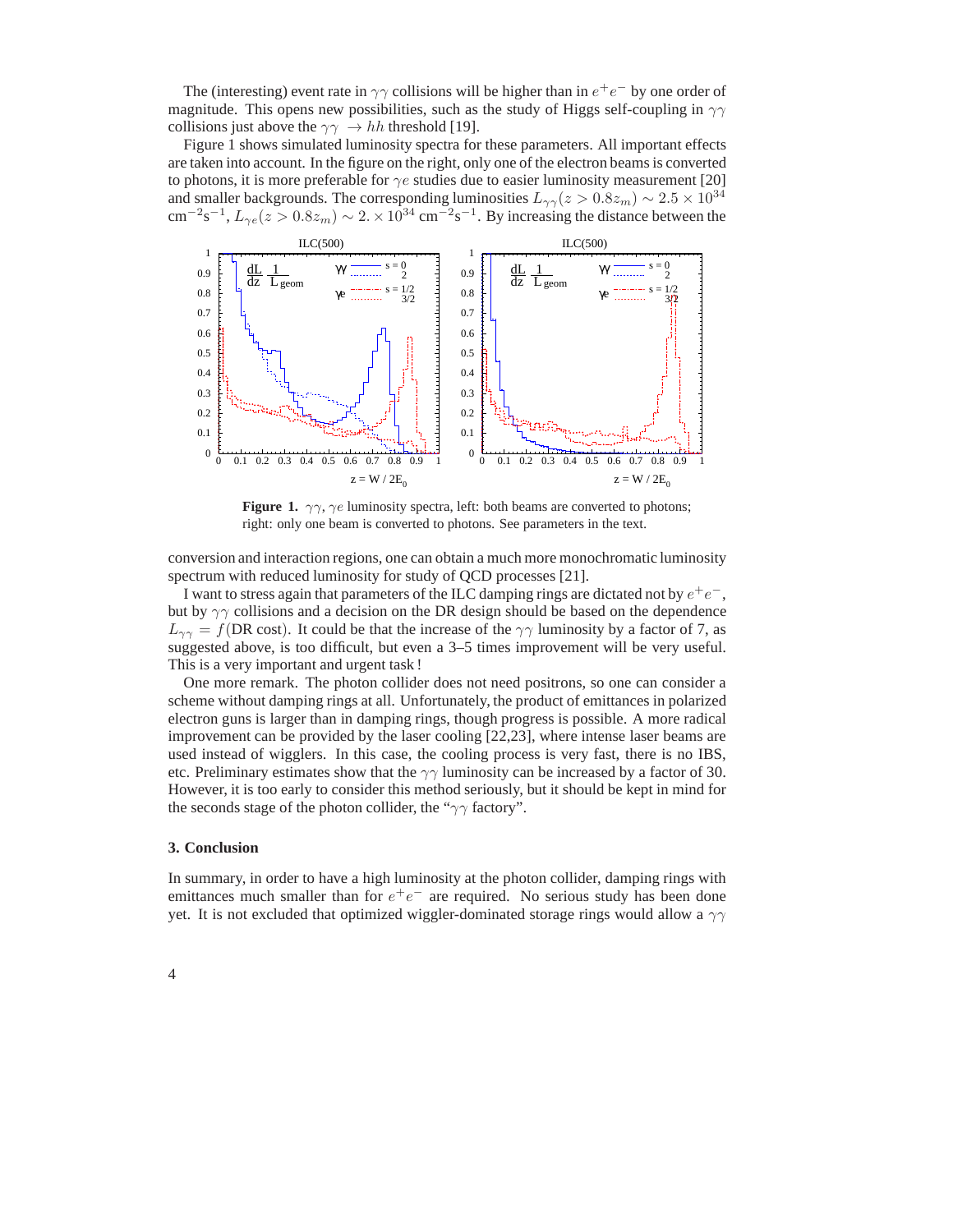The (interesting) event rate in $\gamma\gamma$ collisions will be higher than in $e^+e^-$ by one order of magnitude. This opens new possibilities, such as the study of Higgs self-coupling in $\gamma\gamma$ collisions just above the $\gamma\gamma \to hh$ threshold [19].

Figure 1 shows simulated luminosity spectra for these parameters. All important effects are taken into account. In the figure on the right, only one of the electron beams is converted to photons, it is more preferable for $\gamma e$ studies due to easier luminosity measurement [20] and smaller backgrounds. The corresponding luminosities $L_{\gamma\gamma}(z > 0.8z_m) \sim 2.5 \times 10^{34}$ cm$^{-2}$s$^{-1}$, $L_{\gamma e}(z > 0.8z_m) \sim 2. \times 10^{34}$ cm$^{-2}$s$^{-1}$. By increasing the distance between the conversion and interaction regions, one can obtain a much more monochromatic luminosity spectrum with reduced luminosity for study of QCD processes [21].

**Figure 1.** $\gamma\gamma$, $\gamma e$ luminosity spectra, left: both beams are converted to photons; right: only one beam is converted to photons. See parameters in the text.

I want to stress again that parameters of the ILC damping rings are dictated not by $e^+e^-$, but by $\gamma\gamma$ collisions and a decision on the DR design should be based on the dependence $L_{\gamma\gamma} = f(\text{DR cost})$. It could be that the increase of the $\gamma\gamma$ luminosity by a factor of 7, as suggested above, is too difficult, but even a 3–5 times improvement will be very useful. This is a very important and urgent task !

One more remark. The photon collider does not need positrons, so one can consider a scheme without damping rings at all. Unfortunately, the product of emittances in polarized electron guns is larger than in damping rings, though progress is possible. A more radical improvement can be provided by the laser cooling [22,23], where intense laser beams are used instead of wigglers. In this case, the cooling process is very fast, there is no IBS, etc. Preliminary estimates show that the $\gamma\gamma$ luminosity can be increased by a factor of 30. However, it is too early to consider this method seriously, but it should be kept in mind for the seconds stage of the photon collider, the "$\gamma\gamma$ factory".

### 3. Conclusion

In summary, in order to have a high luminosity at the photon collider, damping rings with emittances much smaller than for $e^+e^-$ are required. No serious study has been done yet. It is not excluded that optimized wiggler-dominated storage rings would allow a $\gamma\gamma$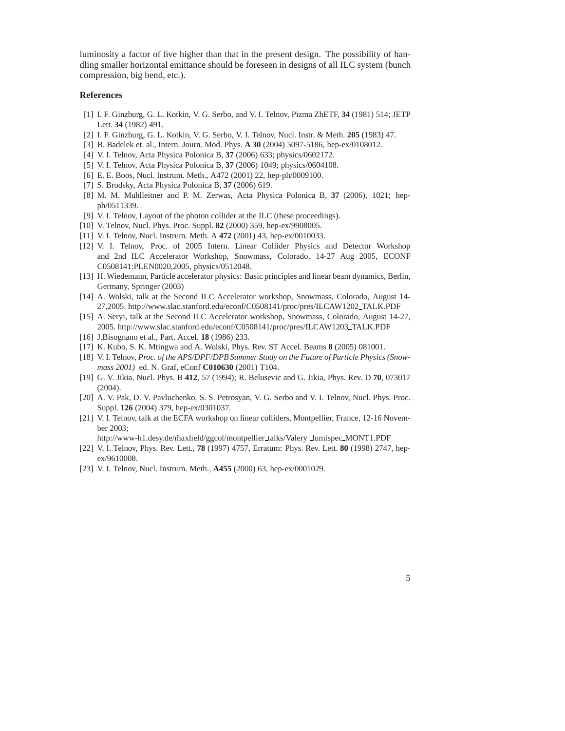luminosity a factor of five higher than that in the present design. The possibility of handling smaller horizontal emittance should be foreseen in designs of all ILC system (bunch compression, big bend, etc.).

### References

[1] I. F. Ginzburg, G. L. Kotkin, V. G. Serbo, and V. I. Telnov, Pizma ZhETF, **34** (1981) 514; JETP Lett. **34** (1982) 491.

[2] I. F. Ginzburg, G. L. Kotkin, V. G. Serbo, V. I. Telnov, Nucl. Instr. & Meth. **205** (1983) 47.

[3] B. Badelek et. al., Intern. Journ. Mod. Phys. **A 30** (2004) 5097-5186, hep-ex/0108012.

[4] V. I. Telnov, Acta Physica Polonica B, **37** (2006) 633; physics/0602172.

[5] V. I. Telnov, Acta Physica Polonica B, **37** (2006) 1049; physics/0604108.

[6] E. E. Boos, Nucl. Instrum. Meth., A472 (2001) 22, hep-ph/0009100.

[7] S. Brodsky, Acta Physica Polonica B, **37** (2006) 619.

[8] M. M. Muhlleitner and P. M. Zerwas, Acta Physica Polonica B, **37** (2006), 1021; hep-ph/0511339.

[9] V. I. Telnov, Layout of the photon collider at the ILC (these proceedings).

[10] V. Telnov, Nucl. Phys. Proc. Suppl. **82** (2000) 359, hep-ex/9908005.

[11] V. I. Telnov, Nucl. Instrum. Meth. A **472** (2001) 43, hep-ex/0010033.

[12] V. I. Telnov, Proc. of 2005 Intern. Linear Collider Physics and Detector Workshop and 2nd ILC Accelerator Workshop, Snowmass, Colorado, 14-27 Aug 2005, ECONF C0508141:PLEN0020,2005, physics/0512048.

[13] H. Wiedemann, Particle accelerator physics: Basic principles and linear beam dynamics, Berlin, Germany, Springer (2003)

[14] A. Wolski, talk at the Second ILC Accelerator workshop, Snowmass, Colorado, August 14-27,2005. http://www.slac.stanford.edu/econf/C0508141/proc/pres/ILCAW1202_TALK.PDF

[15] A. Seryi, talk at the Second ILC Accelerator workshop, Snowmass, Colorado, August 14-27, 2005. http://www.slac.stanford.edu/econf/C0508141/proc/pres/ILCAW1203_TALK.PDF

[16] J.Bisognano et al., Part. Accel. **18** (1986) 233.

[17] K. Kubo, S. K. Mtingwa and A. Wolski, Phys. Rev. ST Accel. Beams **8** (2005) 081001.

[18] V. I. Telnov, *Proc. of the APS/DPF/DPB Summer Study on the Future of Particle Physics (Snowmass 2001)* ed. N. Graf, eConf **C010630** (2001) T104.

[19] G. V. Jikia, Nucl. Phys. B **412**, 57 (1994); R. Belusevic and G. Jikia, Phys. Rev. D **70**, 073017 (2004).

[20] A. V. Pak, D. V. Pavluchenko, S. S. Petrosyan, V. G. Serbo and V. I. Telnov, Nucl. Phys. Proc. Suppl. **126** (2004) 379, hep-ex/0301037.

[21] V. I. Telnov, talk at the ECFA workshop on linear colliders, Montpellier, France, 12-16 November 2003;
http://www-h1.desy.de/~maxfield/ggcol/montpellier_talks/Valery_lumispec_MONT1.PDF

[22] V. I. Telnov, Phys. Rev. Lett., **78** (1997) 4757, Erratum: Phys. Rev. Lett. **80** (1998) 2747, hep-ex/9610008.

[23] V. I. Telnov, Nucl. Instrum. Meth., **A455** (2000) 63, hep-ex/0001029.